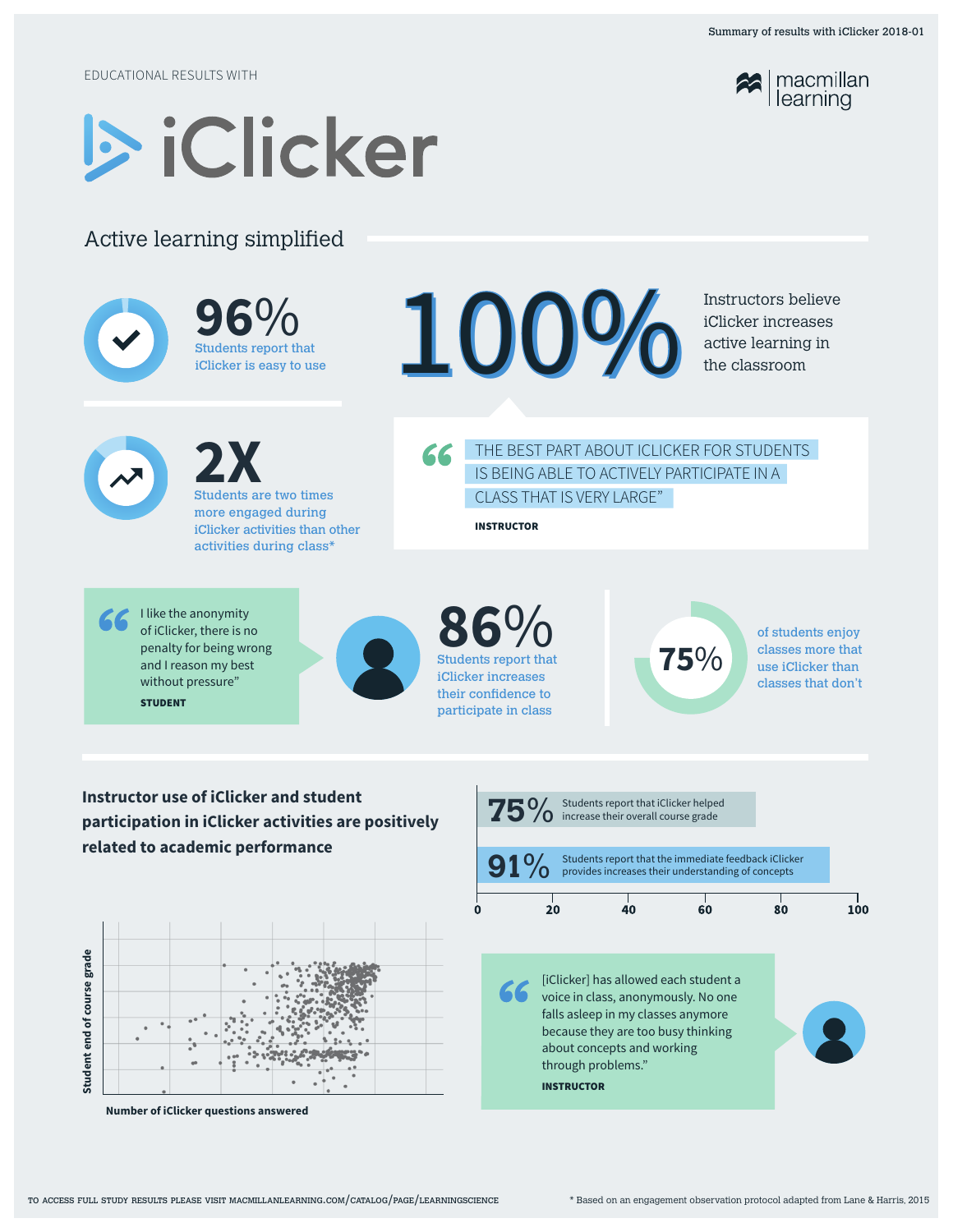EDUCATIONAL RESULTS WITH

# iClicker

macmillan learning

Summary of results with iClicker 2018-01

## Active learning simplified

**96%**
Students report that iClicker is easy to use

**100%**
Instructors believe iClicker increases active learning in the classroom

**2X**
Students are two times more engaged during iClicker activities than other activities during class*

> "THE BEST PART ABOUT ICLICKER FOR STUDENTS IS BEING ABLE TO ACTIVELY PARTICIPATE IN A CLASS THAT IS VERY LARGE"
>
> **INSTRUCTOR**

> "I like the anonymity of iClicker, there is no penalty for being wrong and I reason my best without pressure"
>
> **STUDENT**

**86%**
Students report that iClicker increases their confidence to participate in class

**75%**
of students enjoy classes more that use iClicker than classes that don't

## Instructor use of iClicker and student participation in iClicker activities are positively related to academic performance

| Percentage | Statement |
| --- | --- |
| 75% | Students report that iClicker helped increase their overall course grade |
| 91% | Students report that the immediate feedback iClicker provides increases their understanding of concepts |

Student end of course grade / Number of iClicker questions answered

> "[iClicker] has allowed each student a voice in class, anonymously. No one falls asleep in my classes anymore because they are too busy thinking about concepts and working through problems."
>
> **INSTRUCTOR**

TO ACCESS FULL STUDY RESULTS PLEASE VISIT MACMILLANLEARNING.COM/CATALOG/PAGE/LEARNINGSCIENCE

\* Based on an engagement observation protocol adapted from Lane & Harris, 2015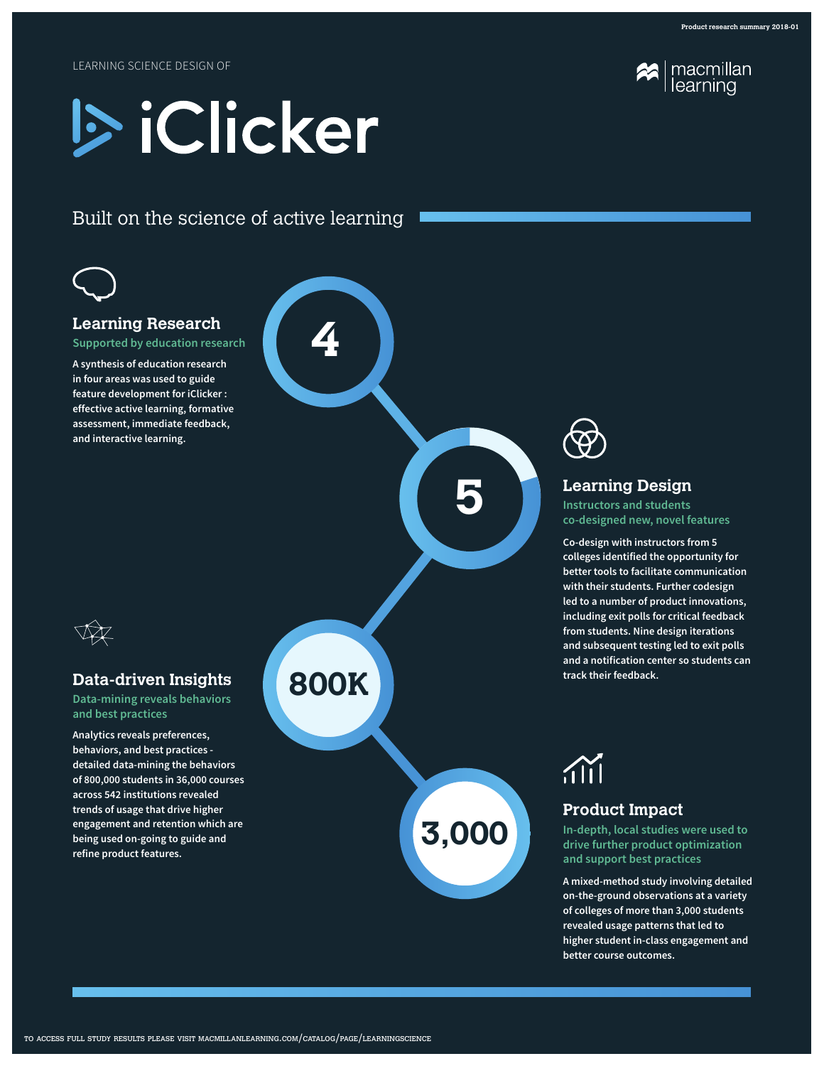Product research summary 2018-01

LEARNING SCIENCE DESIGN OF

# iClicker

macmillan learning

## Built on the science of active learning

### Learning Research

4

**Supported by education research**

A synthesis of education research in four areas was used to guide feature development for iClicker : effective active learning, formative assessment, immediate feedback, and interactive learning.

### Learning Design

5

**Instructors and students co-designed new, novel features**

Co-design with instructors from 5 colleges identified the opportunity for better tools to facilitate communication with their students. Further codesign led to a number of product innovations, including exit polls for critical feedback from students. Nine design iterations and subsequent testing led to exit polls and a notification center so students can track their feedback.

### Data-driven Insights

800K

**Data-mining reveals behaviors and best practices**

Analytics reveals preferences, behaviors, and best practices - detailed data-mining the behaviors of 800,000 students in 36,000 courses across 542 institutions revealed trends of usage that drive higher engagement and retention which are being used on-going to guide and refine product features.

### Product Impact

3,000

**In-depth, local studies were used to drive further product optimization and support best practices**

A mixed-method study involving detailed on-the-ground observations at a variety of colleges of more than 3,000 students revealed usage patterns that led to higher student in-class engagement and better course outcomes.

TO ACCESS FULL STUDY RESULTS PLEASE VISIT MACMILLANLEARNING.COM/CATALOG/PAGE/LEARNINGSCIENCE